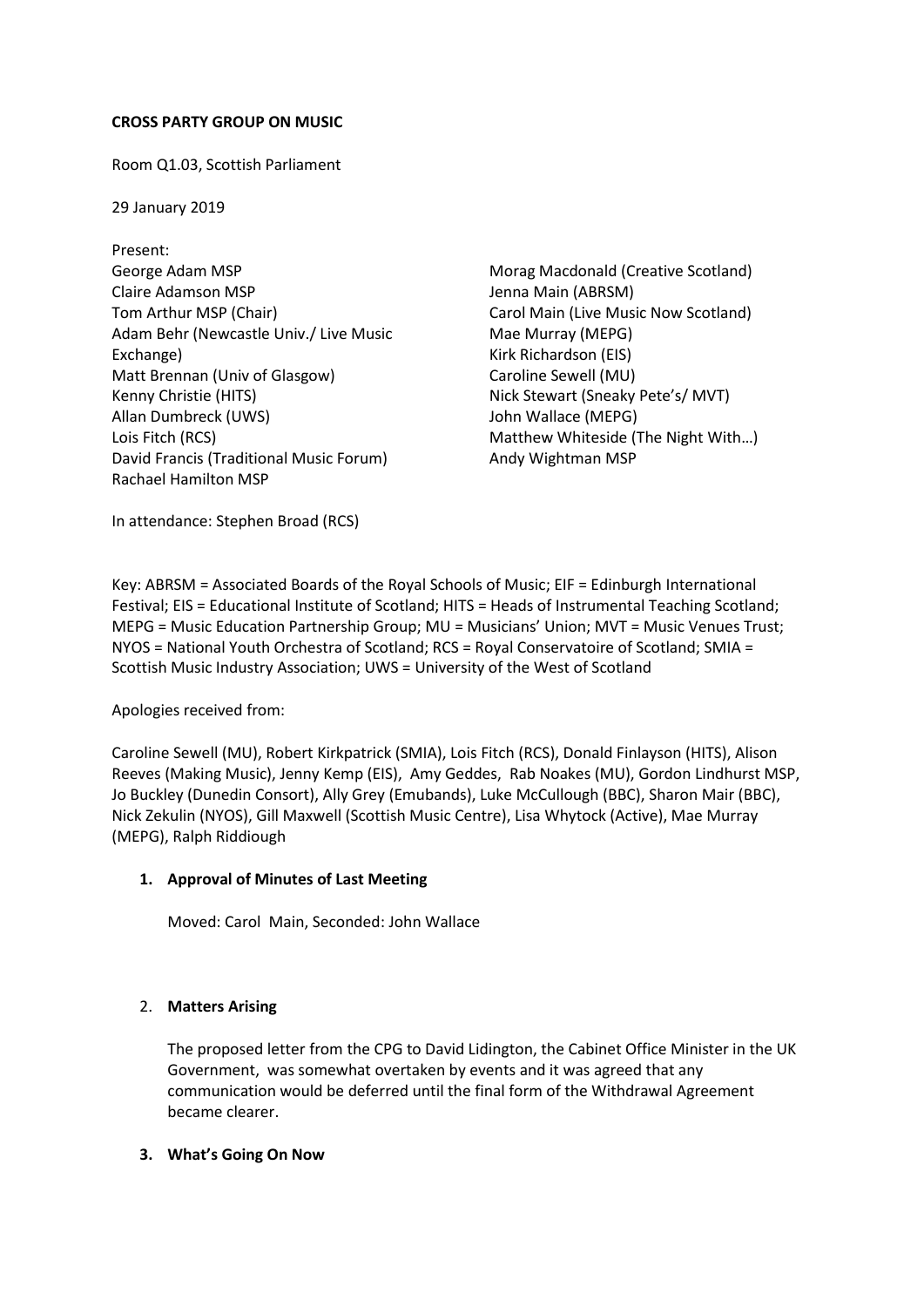**CROSS PARTY GROUP ON MUSIC**

Room Q1.03, Scottish Parliament

29 January 2019

Present:

George Adam MSP
Claire Adamson MSP
Tom Arthur MSP (Chair)
Adam Behr (Newcastle Univ./ Live Music Exchange)
Matt Brennan (Univ of Glasgow)
Kenny Christie (HITS)
Allan Dumbreck (UWS)
Lois Fitch (RCS)
David Francis (Traditional Music Forum)
Rachael Hamilton MSP
Morag Macdonald (Creative Scotland)
Jenna Main (ABRSM)
Carol Main (Live Music Now Scotland)
Mae Murray (MEPG)
Kirk Richardson (EIS)
Caroline Sewell (MU)
Nick Stewart (Sneaky Pete's/ MVT)
John Wallace (MEPG)
Matthew Whiteside (The Night With…)
Andy Wightman MSP

In attendance: Stephen Broad (RCS)

Key: ABRSM = Associated Boards of the Royal Schools of Music; EIF = Edinburgh International Festival; EIS = Educational Institute of Scotland; HITS = Heads of Instrumental Teaching Scotland; MEPG = Music Education Partnership Group; MU = Musicians' Union; MVT = Music Venues Trust; NYOS = National Youth Orchestra of Scotland; RCS = Royal Conservatoire of Scotland; SMIA = Scottish Music Industry Association; UWS = University of the West of Scotland

Apologies received from:

Caroline Sewell (MU), Robert Kirkpatrick (SMIA), Lois Fitch (RCS), Donald Finlayson (HITS), Alison Reeves (Making Music), Jenny Kemp (EIS), Amy Geddes, Rab Noakes (MU), Gordon Lindhurst MSP, Jo Buckley (Dunedin Consort), Ally Grey (Emubands), Luke McCullough (BBC), Sharon Mair (BBC), Nick Zekulin (NYOS), Gill Maxwell (Scottish Music Centre), Lisa Whytock (Active), Mae Murray (MEPG), Ralph Riddiough

1. **Approval of Minutes of Last Meeting**

   Moved: Carol Main, Seconded: John Wallace

2. **Matters Arising**

   The proposed letter from the CPG to David Lidington, the Cabinet Office Minister in the UK Government, was somewhat overtaken by events and it was agreed that any communication would be deferred until the final form of the Withdrawal Agreement became clearer.

3. **What's Going On Now**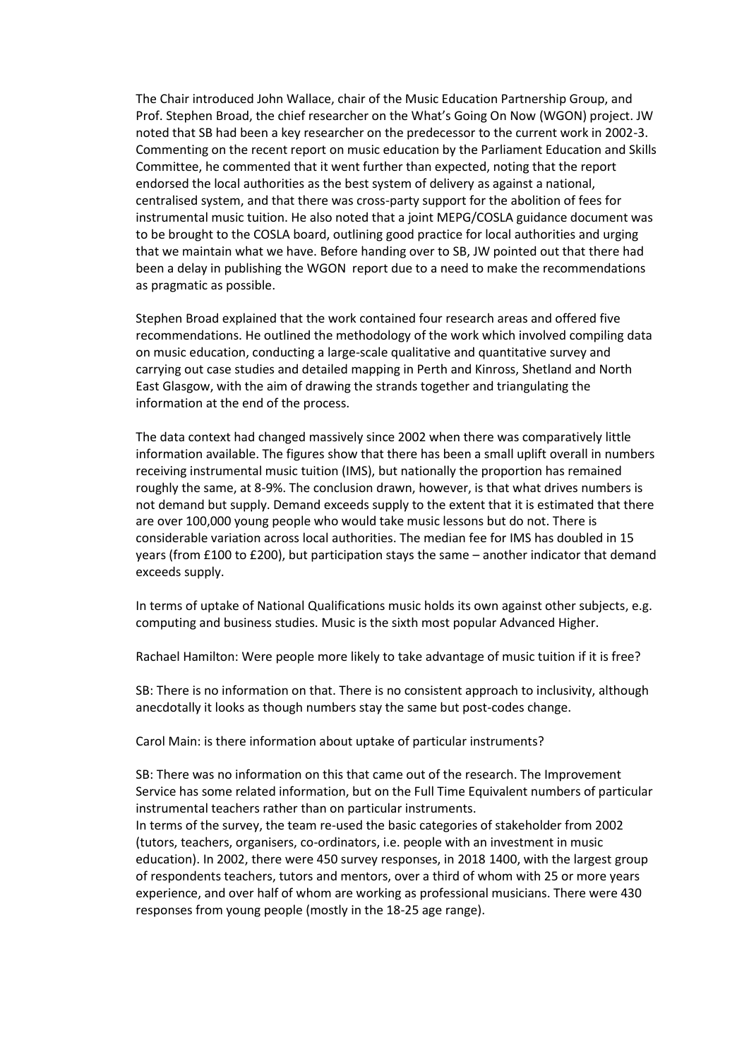The Chair introduced John Wallace, chair of the Music Education Partnership Group, and Prof. Stephen Broad, the chief researcher on the What's Going On Now (WGON) project. JW noted that SB had been a key researcher on the predecessor to the current work in 2002-3. Commenting on the recent report on music education by the Parliament Education and Skills Committee, he commented that it went further than expected, noting that the report endorsed the local authorities as the best system of delivery as against a national, centralised system, and that there was cross-party support for the abolition of fees for instrumental music tuition. He also noted that a joint MEPG/COSLA guidance document was to be brought to the COSLA board, outlining good practice for local authorities and urging that we maintain what we have. Before handing over to SB, JW pointed out that there had been a delay in publishing the WGON report due to a need to make the recommendations as pragmatic as possible.

Stephen Broad explained that the work contained four research areas and offered five recommendations. He outlined the methodology of the work which involved compiling data on music education, conducting a large-scale qualitative and quantitative survey and carrying out case studies and detailed mapping in Perth and Kinross, Shetland and North East Glasgow, with the aim of drawing the strands together and triangulating the information at the end of the process.

The data context had changed massively since 2002 when there was comparatively little information available. The figures show that there has been a small uplift overall in numbers receiving instrumental music tuition (IMS), but nationally the proportion has remained roughly the same, at 8-9%. The conclusion drawn, however, is that what drives numbers is not demand but supply. Demand exceeds supply to the extent that it is estimated that there are over 100,000 young people who would take music lessons but do not. There is considerable variation across local authorities. The median fee for IMS has doubled in 15 years (from £100 to £200), but participation stays the same – another indicator that demand exceeds supply.

In terms of uptake of National Qualifications music holds its own against other subjects, e.g. computing and business studies. Music is the sixth most popular Advanced Higher.

Rachael Hamilton: Were people more likely to take advantage of music tuition if it is free?

SB: There is no information on that. There is no consistent approach to inclusivity, although anecdotally it looks as though numbers stay the same but post-codes change.

Carol Main: is there information about uptake of particular instruments?

SB: There was no information on this that came out of the research. The Improvement Service has some related information, but on the Full Time Equivalent numbers of particular instrumental teachers rather than on particular instruments.
In terms of the survey, the team re-used the basic categories of stakeholder from 2002 (tutors, teachers, organisers, co-ordinators, i.e. people with an investment in music education). In 2002, there were 450 survey responses, in 2018 1400, with the largest group of respondents teachers, tutors and mentors, over a third of whom with 25 or more years experience, and over half of whom are working as professional musicians. There were 430 responses from young people (mostly in the 18-25 age range).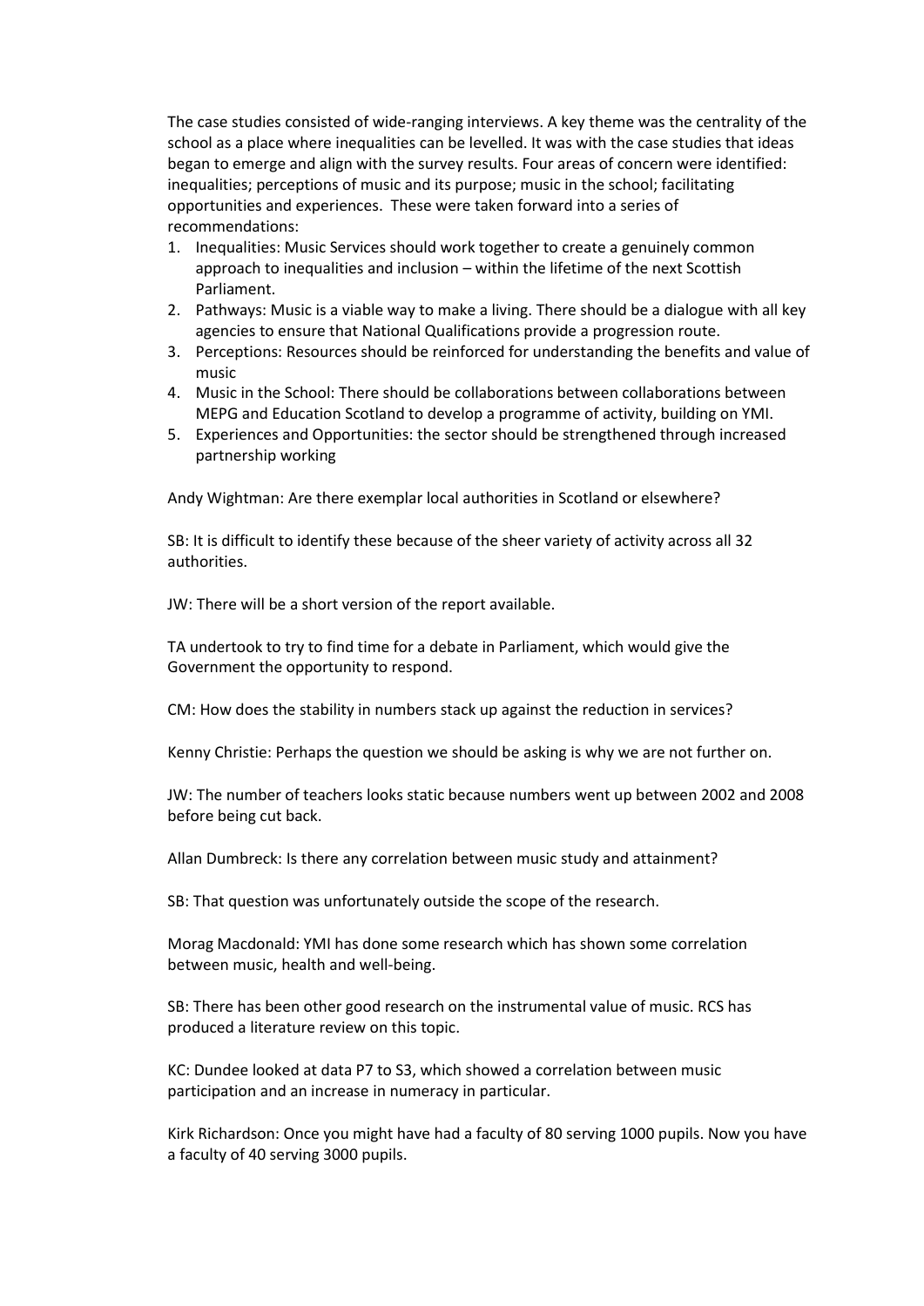The case studies consisted of wide-ranging interviews. A key theme was the centrality of the school as a place where inequalities can be levelled. It was with the case studies that ideas began to emerge and align with the survey results. Four areas of concern were identified: inequalities; perceptions of music and its purpose; music in the school; facilitating opportunities and experiences. These were taken forward into a series of recommendations:

1. Inequalities: Music Services should work together to create a genuinely common approach to inequalities and inclusion – within the lifetime of the next Scottish Parliament.
2. Pathways: Music is a viable way to make a living. There should be a dialogue with all key agencies to ensure that National Qualifications provide a progression route.
3. Perceptions: Resources should be reinforced for understanding the benefits and value of music
4. Music in the School: There should be collaborations between collaborations between MEPG and Education Scotland to develop a programme of activity, building on YMI.
5. Experiences and Opportunities: the sector should be strengthened through increased partnership working

Andy Wightman: Are there exemplar local authorities in Scotland or elsewhere?

SB: It is difficult to identify these because of the sheer variety of activity across all 32 authorities.

JW: There will be a short version of the report available.

TA undertook to try to find time for a debate in Parliament, which would give the Government the opportunity to respond.

CM: How does the stability in numbers stack up against the reduction in services?

Kenny Christie: Perhaps the question we should be asking is why we are not further on.

JW: The number of teachers looks static because numbers went up between 2002 and 2008 before being cut back.

Allan Dumbreck: Is there any correlation between music study and attainment?

SB: That question was unfortunately outside the scope of the research.

Morag Macdonald: YMI has done some research which has shown some correlation between music, health and well-being.

SB: There has been other good research on the instrumental value of music. RCS has produced a literature review on this topic.

KC: Dundee looked at data P7 to S3, which showed a correlation between music participation and an increase in numeracy in particular.

Kirk Richardson: Once you might have had a faculty of 80 serving 1000 pupils. Now you have a faculty of 40 serving 3000 pupils.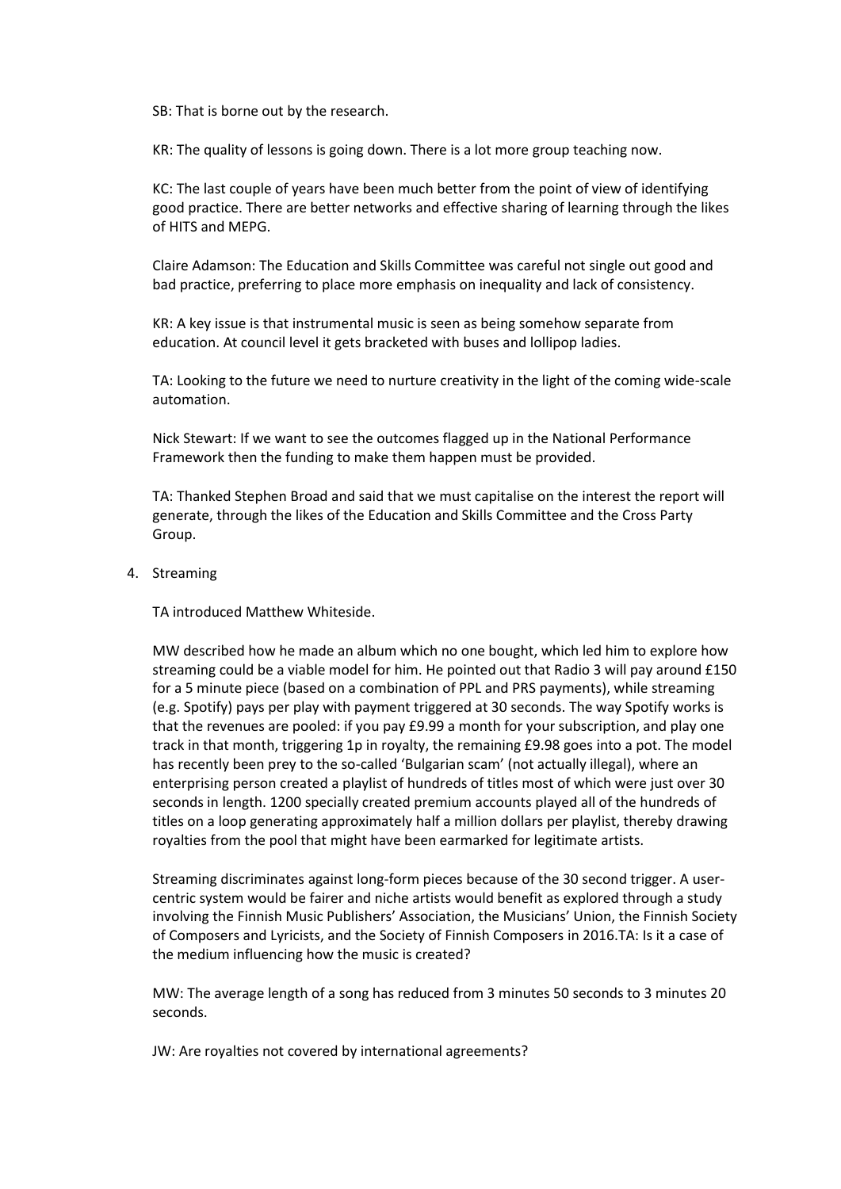SB: That is borne out by the research.

KR: The quality of lessons is going down. There is a lot more group teaching now.

KC: The last couple of years have been much better from the point of view of identifying good practice. There are better networks and effective sharing of learning through the likes of HITS and MEPG.

Claire Adamson: The Education and Skills Committee was careful not single out good and bad practice, preferring to place more emphasis on inequality and lack of consistency.

KR: A key issue is that instrumental music is seen as being somehow separate from education. At council level it gets bracketed with buses and lollipop ladies.

TA: Looking to the future we need to nurture creativity in the light of the coming wide-scale automation.

Nick Stewart: If we want to see the outcomes flagged up in the National Performance Framework then the funding to make them happen must be provided.

TA: Thanked Stephen Broad and said that we must capitalise on the interest the report will generate, through the likes of the Education and Skills Committee and the Cross Party Group.

4. Streaming

TA introduced Matthew Whiteside.

MW described how he made an album which no one bought, which led him to explore how streaming could be a viable model for him. He pointed out that Radio 3 will pay around £150 for a 5 minute piece (based on a combination of PPL and PRS payments), while streaming (e.g. Spotify) pays per play with payment triggered at 30 seconds. The way Spotify works is that the revenues are pooled: if you pay £9.99 a month for your subscription, and play one track in that month, triggering 1p in royalty, the remaining £9.98 goes into a pot. The model has recently been prey to the so-called 'Bulgarian scam' (not actually illegal), where an enterprising person created a playlist of hundreds of titles most of which were just over 30 seconds in length. 1200 specially created premium accounts played all of the hundreds of titles on a loop generating approximately half a million dollars per playlist, thereby drawing royalties from the pool that might have been earmarked for legitimate artists.

Streaming discriminates against long-form pieces because of the 30 second trigger. A user-centric system would be fairer and niche artists would benefit as explored through a study involving the Finnish Music Publishers' Association, the Musicians' Union, the Finnish Society of Composers and Lyricists, and the Society of Finnish Composers in 2016.TA: Is it a case of the medium influencing how the music is created?

MW: The average length of a song has reduced from 3 minutes 50 seconds to 3 minutes 20 seconds.

JW: Are royalties not covered by international agreements?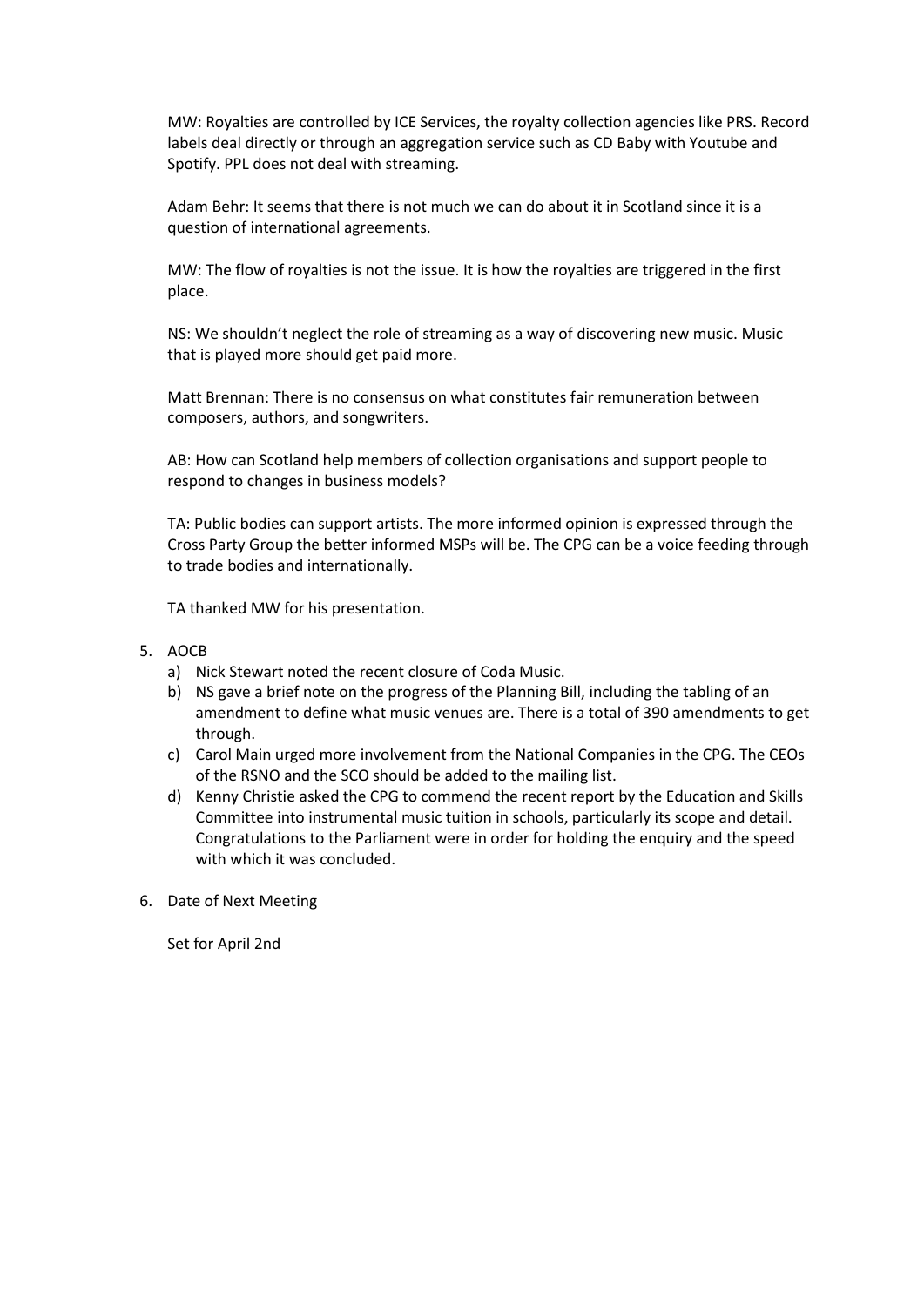MW: Royalties are controlled by ICE Services, the royalty collection agencies like PRS. Record labels deal directly or through an aggregation service such as CD Baby with Youtube and Spotify. PPL does not deal with streaming.

Adam Behr: It seems that there is not much we can do about it in Scotland since it is a question of international agreements.

MW: The flow of royalties is not the issue. It is how the royalties are triggered in the first place.

NS: We shouldn't neglect the role of streaming as a way of discovering new music. Music that is played more should get paid more.

Matt Brennan: There is no consensus on what constitutes fair remuneration between composers, authors, and songwriters.

AB: How can Scotland help members of collection organisations and support people to respond to changes in business models?

TA: Public bodies can support artists. The more informed opinion is expressed through the Cross Party Group the better informed MSPs will be. The CPG can be a voice feeding through to trade bodies and internationally.

TA thanked MW for his presentation.

5. AOCB
    a) Nick Stewart noted the recent closure of Coda Music.
    b) NS gave a brief note on the progress of the Planning Bill, including the tabling of an amendment to define what music venues are. There is a total of 390 amendments to get through.
    c) Carol Main urged more involvement from the National Companies in the CPG. The CEOs of the RSNO and the SCO should be added to the mailing list.
    d) Kenny Christie asked the CPG to commend the recent report by the Education and Skills Committee into instrumental music tuition in schools, particularly its scope and detail. Congratulations to the Parliament were in order for holding the enquiry and the speed with which it was concluded.

6. Date of Next Meeting

   Set for April 2nd